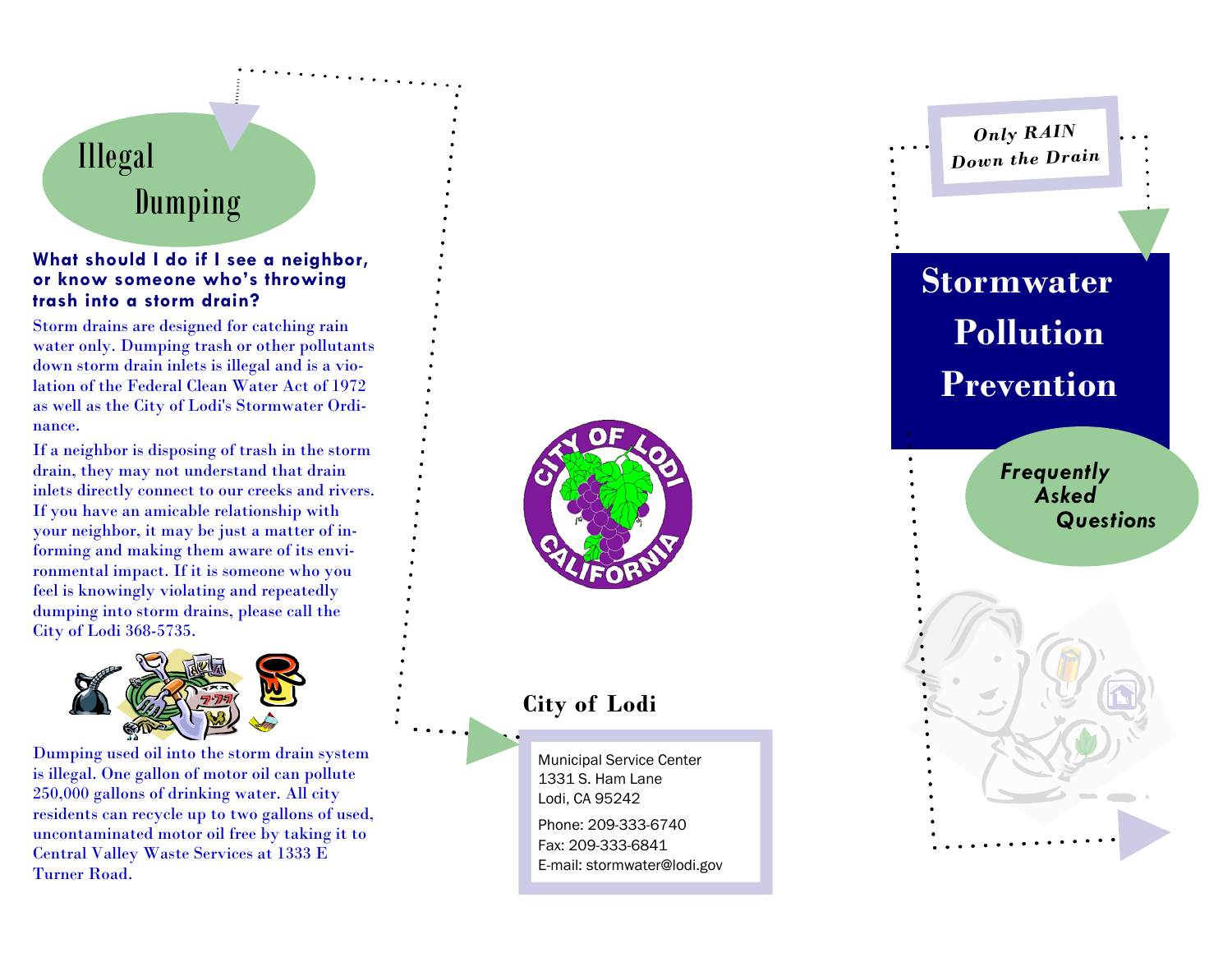## Illegal Dumping

**What should I do if I see a neighbor, or know someone who's throwing trash into a storm drain?**

Storm drains are designed for catching rain water only. Dumping trash or other pollutants down storm drain inlets is illegal and is a violation of the Federal Clean Water Act of 1972 as well as the City of Lodi's Stormwater Ordinance.

If a neighbor is disposing of trash in the storm drain, they may not understand that drain inlets directly connect to our creeks and rivers. If you have an amicable relationship with your neighbor, it may be just a matter of informing and making them aware of its environmental impact. If it is someone who you feel is knowingly violating and repeatedly dumping into storm drains, please call the City of Lodi 368-5735.

Dumping used oil into the storm drain system is illegal. One gallon of motor oil can pollute 250,000 gallons of drinking water. All city residents can recycle up to two gallons of used, uncontaminated motor oil free by taking it to Central Valley Waste Services at 1333 E Turner Road.

### City of Lodi

Municipal Service Center
1331 S. Ham Lane
Lodi, CA 95242

Phone: 209-333-6740
Fax: 209-333-6841
E-mail: stormwater@lodi.gov

*Only RAIN Down the Drain*

# Stormwater Pollution Prevention

***Frequently Asked Questions***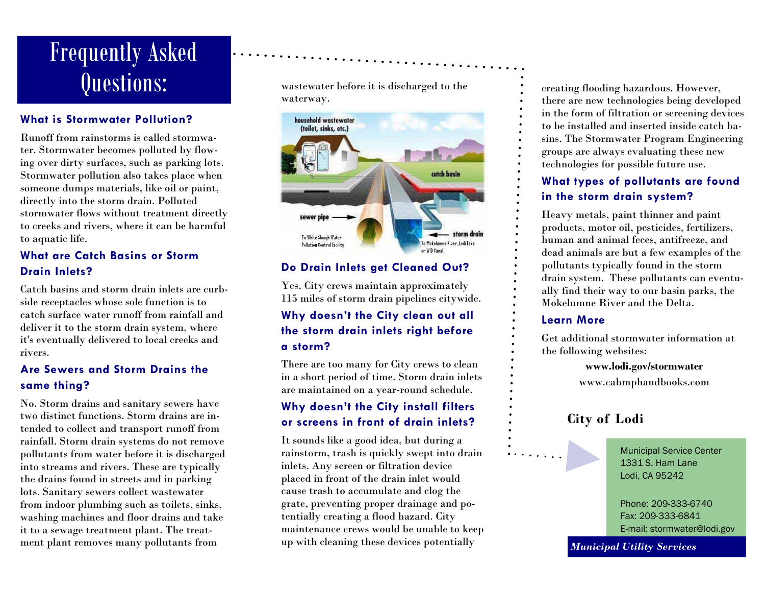# Frequently Asked Questions:

### What is Stormwater Pollution?

Runoff from rainstorms is called stormwater. Stormwater becomes polluted by flowing over dirty surfaces, such as parking lots. Stormwater pollution also takes place when someone dumps materials, like oil or paint, directly into the storm drain. Polluted stormwater flows without treatment directly to creeks and rivers, where it can be harmful to aquatic life.

### What are Catch Basins or Storm Drain Inlets?

Catch basins and storm drain inlets are curbside receptacles whose sole function is to catch surface water runoff from rainfall and deliver it to the storm drain system, where it's eventually delivered to local creeks and rivers.

### Are Sewers and Storm Drains the same thing?

No. Storm drains and sanitary sewers have two distinct functions. Storm drains are intended to collect and transport runoff from rainfall. Storm drain systems do not remove pollutants from water before it is discharged into streams and rivers. These are typically the drains found in streets and in parking lots. Sanitary sewers collect wastewater from indoor plumbing such as toilets, sinks, washing machines and floor drains and take it to a sewage treatment plant. The treatment plant removes many pollutants from wastewater before it is discharged to the waterway.

household wastewater (toilet, sinks, etc.)
catch basin
sewer pipe
storm drain
To White Slough Water Pollution Control Facility
To Mokelumne River, Lodi Lake or WID Canal

### Do Drain Inlets get Cleaned Out?

Yes. City crews maintain approximately 115 miles of storm drain pipelines citywide.

### Why doesn't the City clean out all the storm drain inlets right before a storm?

There are too many for City crews to clean in a short period of time. Storm drain inlets are maintained on a year-round schedule.

### Why doesn't the City install filters or screens in front of drain inlets?

It sounds like a good idea, but during a rainstorm, trash is quickly swept into drain inlets. Any screen or filtration device placed in front of the drain inlet would cause trash to accumulate and clog the grate, preventing proper drainage and potentially creating a flood hazard. City maintenance crews would be unable to keep up with cleaning these devices potentially creating flooding hazardous. However, there are new technologies being developed in the form of filtration or screening devices to be installed and inserted inside catch basins. The Stormwater Program Engineering groups are always evaluating these new technologies for possible future use.

### What types of pollutants are found in the storm drain system?

Heavy metals, paint thinner and paint products, motor oil, pesticides, fertilizers, human and animal feces, antifreeze, and dead animals are but a few examples of the pollutants typically found in the storm drain system. These pollutants can eventually find their way to our basin parks, the Mokelumne River and the Delta.

### Learn More

Get additional stormwater information at the following websites:

**www.lodi.gov/stormwater**

www.cabmphandbooks.com

**City of Lodi**

Municipal Service Center
1331 S. Ham Lane
Lodi, CA 95242

Phone: 209-333-6740
Fax: 209-333-6841
E-mail: stormwater@lodi.gov

***Municipal Utility Services***